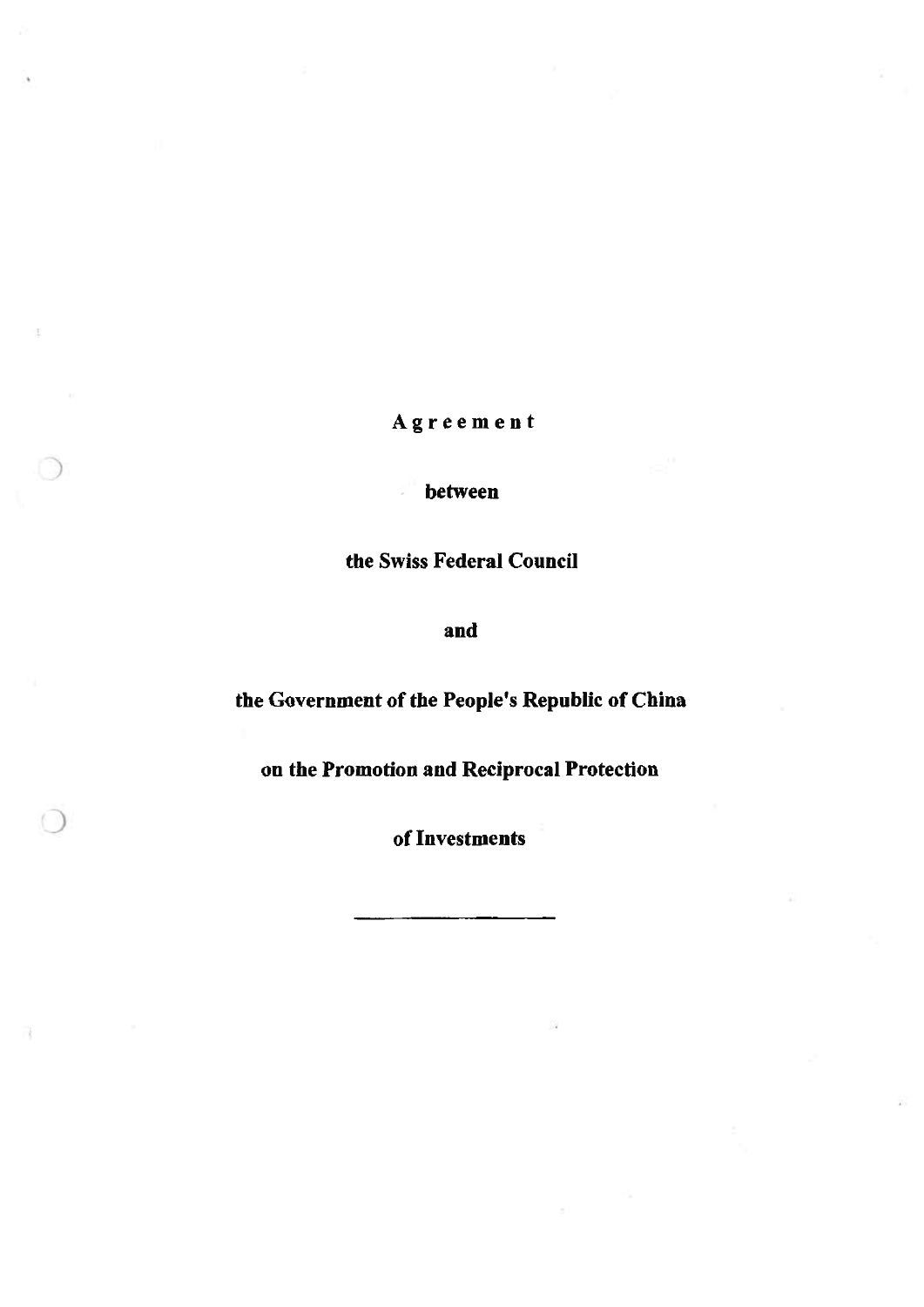# Agreement

**between**

**the Swiss Federal Council**

**and**

**the Government of the People's Republic of China**

**on the Promotion and Reciprocal Protection**

**of Investments**

---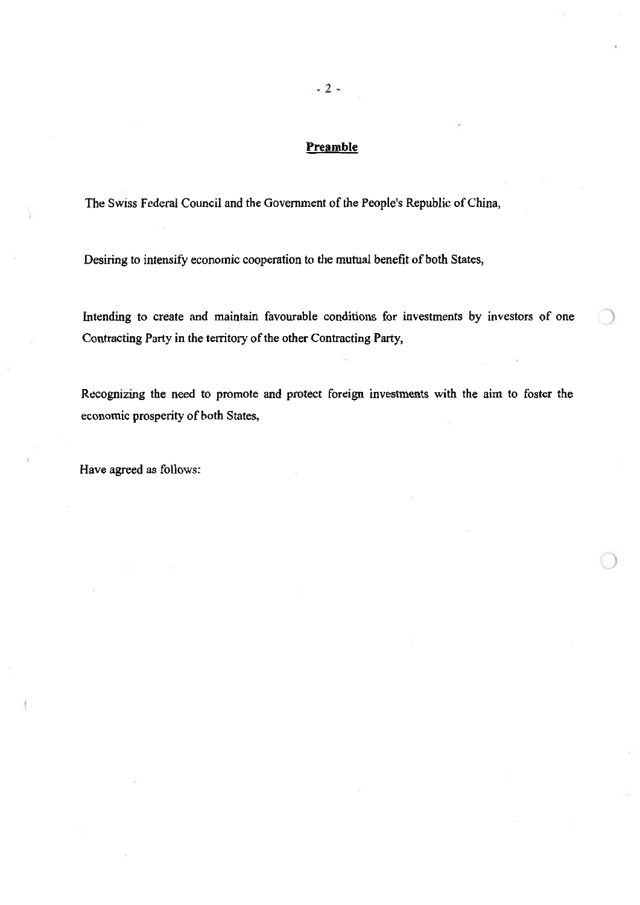## Preamble

The Swiss Federal Council and the Government of the People's Republic of China,

Desiring to intensify economic cooperation to the mutual benefit of both States,

Intending to create and maintain favourable conditions for investments by investors of one Contracting Party in the territory of the other Contracting Party,

Recognizing the need to promote and protect foreign investments with the aim to foster the economic prosperity of both States,

Have agreed as follows: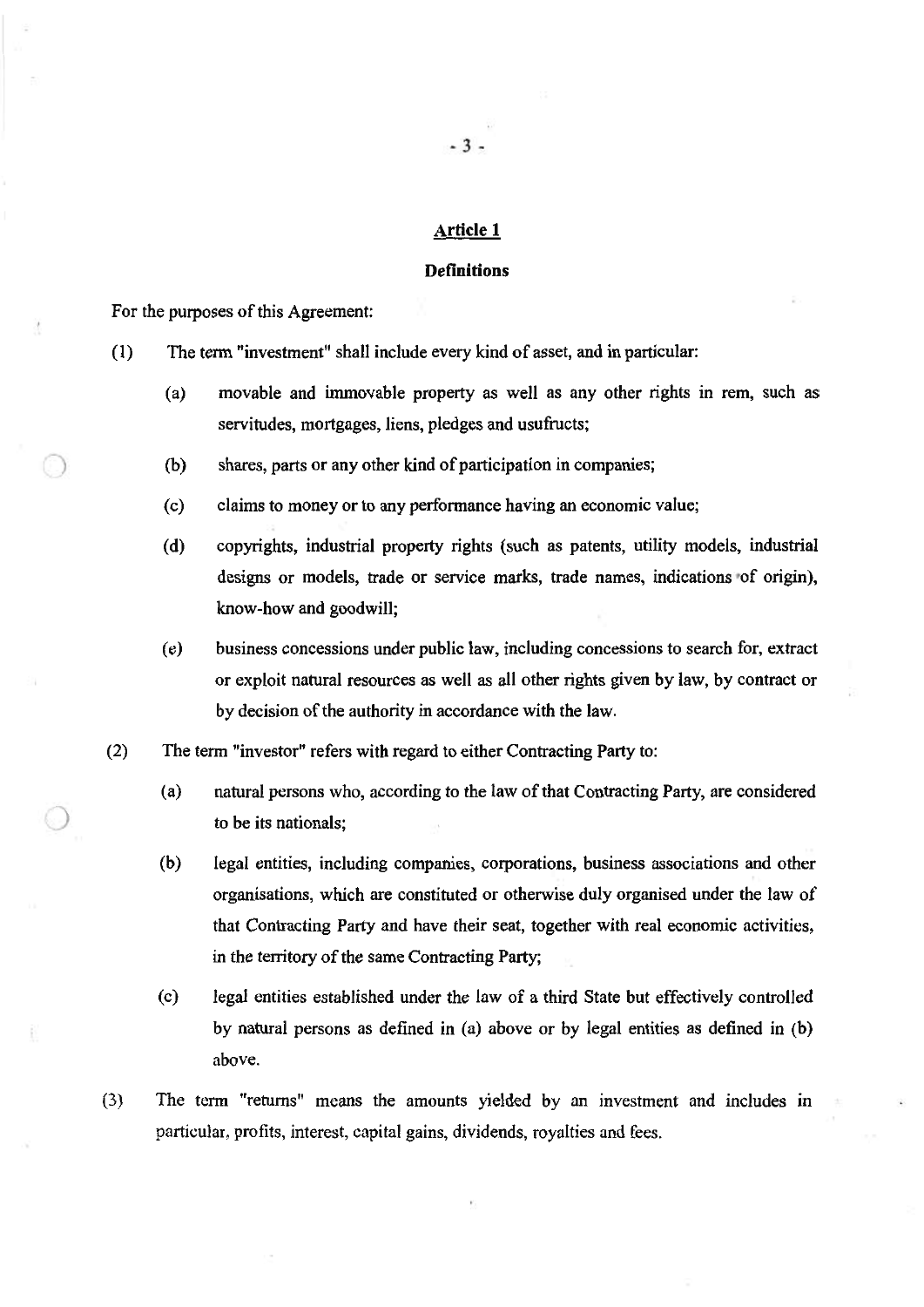## Article 1

### Definitions

For the purposes of this Agreement:

(1) The term "investment" shall include every kind of asset, and in particular:

- (a) movable and immovable property as well as any other rights in rem, such as servitudes, mortgages, liens, pledges and usufructs;
- (b) shares, parts or any other kind of participation in companies;
- (c) claims to money or to any performance having an economic value;
- (d) copyrights, industrial property rights (such as patents, utility models, industrial designs or models, trade or service marks, trade names, indications of origin), know-how and goodwill;
- (e) business concessions under public law, including concessions to search for, extract or exploit natural resources as well as all other rights given by law, by contract or by decision of the authority in accordance with the law.

(2) The term "investor" refers with regard to either Contracting Party to:

- (a) natural persons who, according to the law of that Contracting Party, are considered to be its nationals;
- (b) legal entities, including companies, corporations, business associations and other organisations, which are constituted or otherwise duly organised under the law of that Contracting Party and have their seat, together with real economic activities, in the territory of the same Contracting Party;
- (c) legal entities established under the law of a third State but effectively controlled by natural persons as defined in (a) above or by legal entities as defined in (b) above.

(3) The term "returns" means the amounts yielded by an investment and includes in particular, profits, interest, capital gains, dividends, royalties and fees.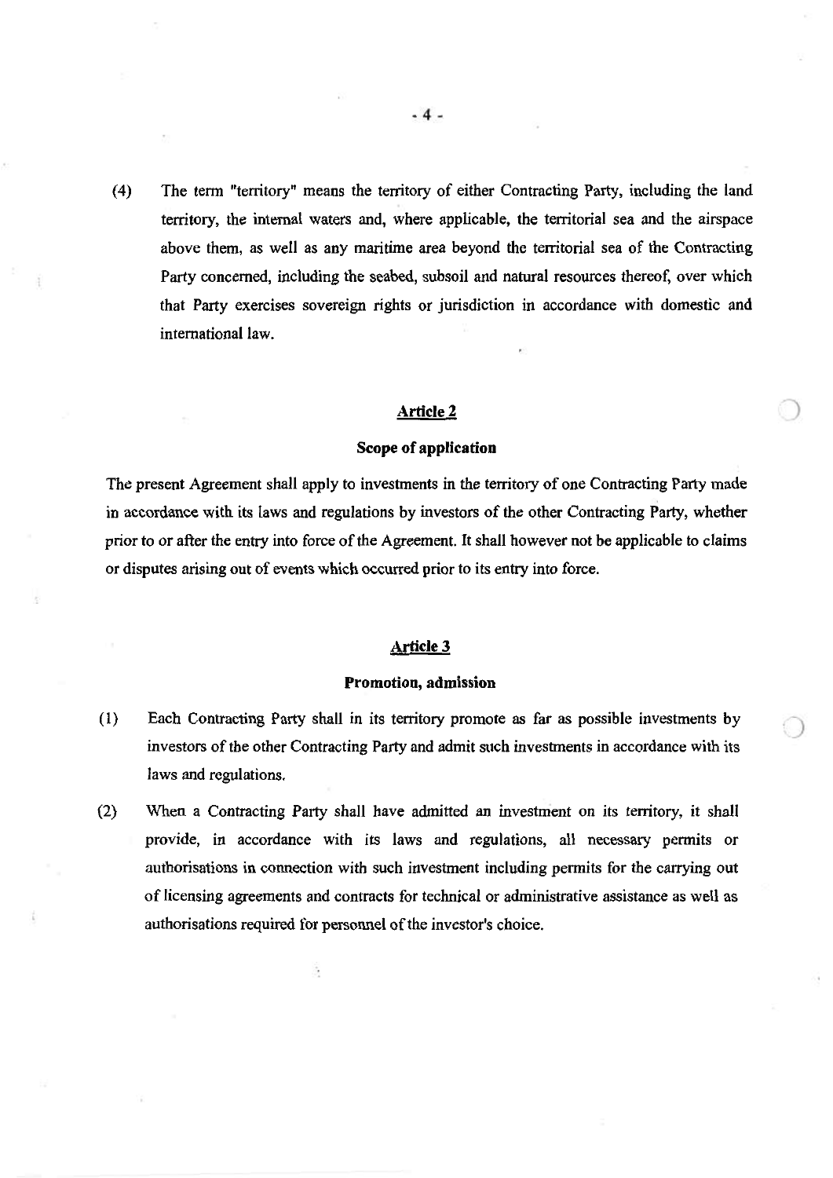(4) The term "territory" means the territory of either Contracting Party, including the land territory, the internal waters and, where applicable, the territorial sea and the airspace above them, as well as any maritime area beyond the territorial sea of the Contracting Party concerned, including the seabed, subsoil and natural resources thereof, over which that Party exercises sovereign rights or jurisdiction in accordance with domestic and international law.

## Article 2

### Scope of application

The present Agreement shall apply to investments in the territory of one Contracting Party made in accordance with its laws and regulations by investors of the other Contracting Party, whether prior to or after the entry into force of the Agreement. It shall however not be applicable to claims or disputes arising out of events which occurred prior to its entry into force.

## Article 3

### Promotion, admission

(1) Each Contracting Party shall in its territory promote as far as possible investments by investors of the other Contracting Party and admit such investments in accordance with its laws and regulations.

(2) When a Contracting Party shall have admitted an investment on its territory, it shall provide, in accordance with its laws and regulations, all necessary permits or authorisations in connection with such investment including permits for the carrying out of licensing agreements and contracts for technical or administrative assistance as well as authorisations required for personnel of the investor's choice.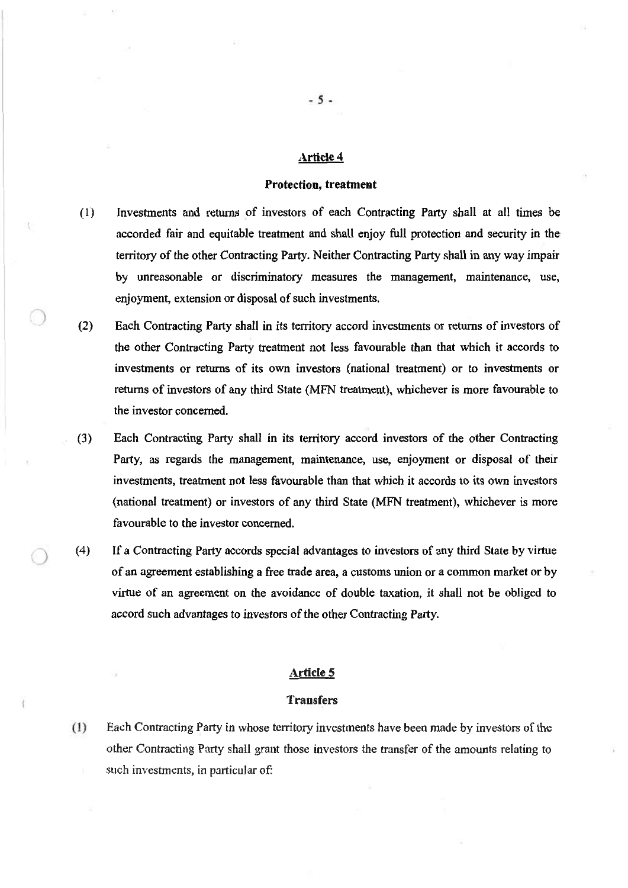## Article 4

### Protection, treatment

(1) Investments and returns of investors of each Contracting Party shall at all times be accorded fair and equitable treatment and shall enjoy full protection and security in the territory of the other Contracting Party. Neither Contracting Party shall in any way impair by unreasonable or discriminatory measures the management, maintenance, use, enjoyment, extension or disposal of such investments.

(2) Each Contracting Party shall in its territory accord investments or returns of investors of the other Contracting Party treatment not less favourable than that which it accords to investments or returns of its own investors (national treatment) or to investments or returns of investors of any third State (MFN treatment), whichever is more favourable to the investor concerned.

(3) Each Contracting Party shall in its territory accord investors of the other Contracting Party, as regards the management, maintenance, use, enjoyment or disposal of their investments, treatment not less favourable than that which it accords to its own investors (national treatment) or investors of any third State (MFN treatment), whichever is more favourable to the investor concerned.

(4) If a Contracting Party accords special advantages to investors of any third State by virtue of an agreement establishing a free trade area, a customs union or a common market or by virtue of an agreement on the avoidance of double taxation, it shall not be obliged to accord such advantages to investors of the other Contracting Party.

## Article 5

### Transfers

(1) Each Contracting Party in whose territory investments have been made by investors of the other Contracting Party shall grant those investors the transfer of the amounts relating to such investments, in particular of: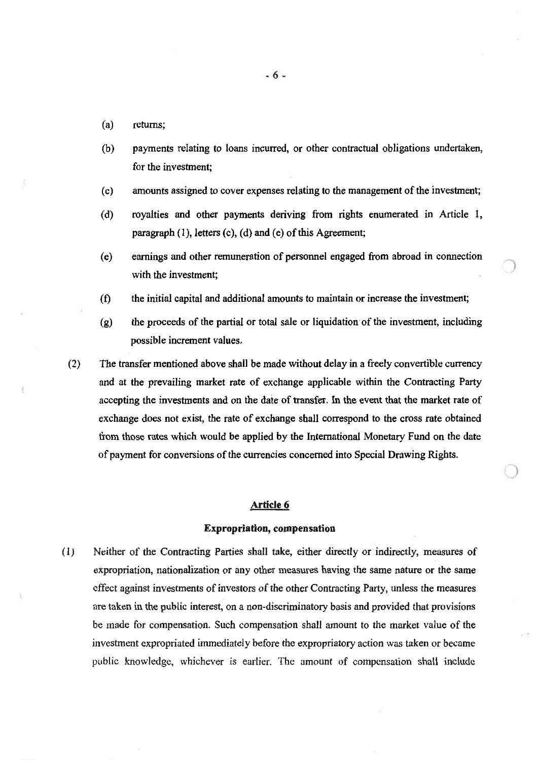(a) returns;

(b) payments relating to loans incurred, or other contractual obligations undertaken, for the investment;

(c) amounts assigned to cover expenses relating to the management of the investment;

(d) royalties and other payments deriving from rights enumerated in Article 1, paragraph (1), letters (c), (d) and (e) of this Agreement;

(e) earnings and other remuneration of personnel engaged from abroad in connection with the investment;

(f) the initial capital and additional amounts to maintain or increase the investment;

(g) the proceeds of the partial or total sale or liquidation of the investment, including possible increment values.

(2) The transfer mentioned above shall be made without delay in a freely convertible currency and at the prevailing market rate of exchange applicable within the Contracting Party accepting the investments and on the date of transfer. In the event that the market rate of exchange does not exist, the rate of exchange shall correspond to the cross rate obtained from those rates which would be applied by the International Monetary Fund on the date of payment for conversions of the currencies concerned into Special Drawing Rights.

## Article 6

### Expropriation, compensation

(1) Neither of the Contracting Parties shall take, either directly or indirectly, measures of expropriation, nationalization or any other measures having the same nature or the same effect against investments of investors of the other Contracting Party, unless the measures are taken in the public interest, on a non-discriminatory basis and provided that provisions be made for compensation. Such compensation shall amount to the market value of the investment expropriated immediately before the expropriatory action was taken or became public knowledge, whichever is earlier. The amount of compensation shall include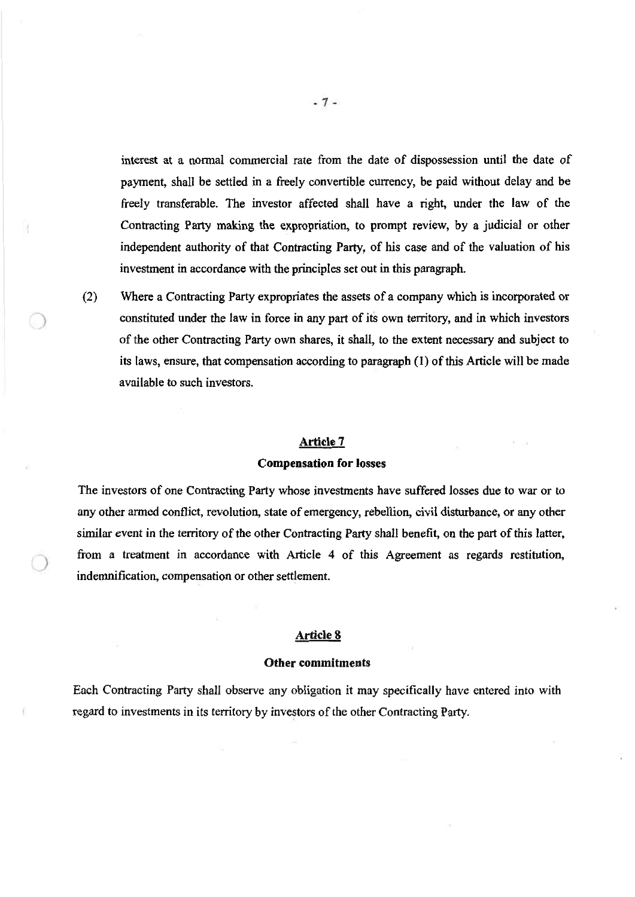interest at a normal commercial rate from the date of dispossession until the date of payment, shall be settled in a freely convertible currency, be paid without delay and be freely transferable. The investor affected shall have a right, under the law of the Contracting Party making the expropriation, to prompt review, by a judicial or other independent authority of that Contracting Party, of his case and of the valuation of his investment in accordance with the principles set out in this paragraph.

(2) Where a Contracting Party expropriates the assets of a company which is incorporated or constituted under the law in force in any part of its own territory, and in which investors of the other Contracting Party own shares, it shall, to the extent necessary and subject to its laws, ensure, that compensation according to paragraph (1) of this Article will be made available to such investors.

## Article 7

### Compensation for losses

The investors of one Contracting Party whose investments have suffered losses due to war or to any other armed conflict, revolution, state of emergency, rebellion, civil disturbance, or any other similar event in the territory of the other Contracting Party shall benefit, on the part of this latter, from a treatment in accordance with Article 4 of this Agreement as regards restitution, indemnification, compensation or other settlement.

## Article 8

### Other commitments

Each Contracting Party shall observe any obligation it may specifically have entered into with regard to investments in its territory by investors of the other Contracting Party.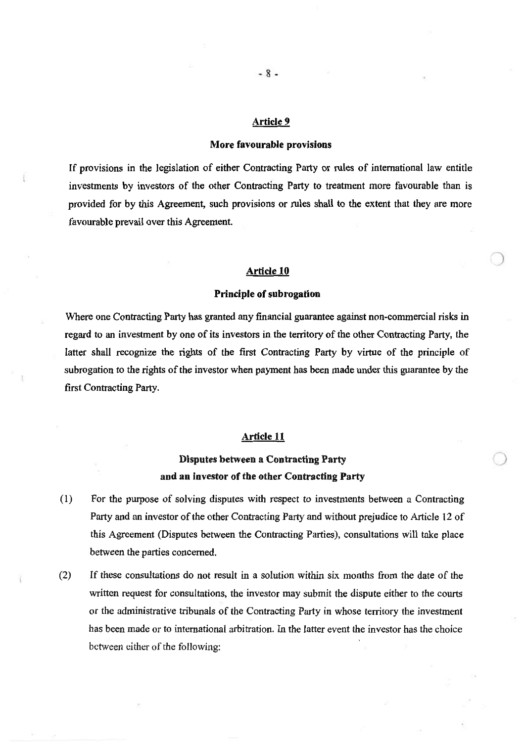## Article 9

### More favourable provisions

If provisions in the legislation of either Contracting Party or rules of international law entitle investments by investors of the other Contracting Party to treatment more favourable than is provided for by this Agreement, such provisions or rules shall to the extent that they are more favourable prevail over this Agreement.

## Article 10

### Principle of subrogation

Where one Contracting Party has granted any financial guarantee against non-commercial risks in regard to an investment by one of its investors in the territory of the other Contracting Party, the latter shall recognize the rights of the first Contracting Party by virtue of the principle of subrogation to the rights of the investor when payment has been made under this guarantee by the first Contracting Party.

## Article 11

### Disputes between a Contracting Party and an investor of the other Contracting Party

(1) For the purpose of solving disputes with respect to investments between a Contracting Party and an investor of the other Contracting Party and without prejudice to Article 12 of this Agreement (Disputes between the Contracting Parties), consultations will take place between the parties concerned.

(2) If these consultations do not result in a solution within six months from the date of the written request for consultations, the investor may submit the dispute either to the courts or the administrative tribunals of the Contracting Party in whose territory the investment has been made or to international arbitration. In the latter event the investor has the choice between either of the following: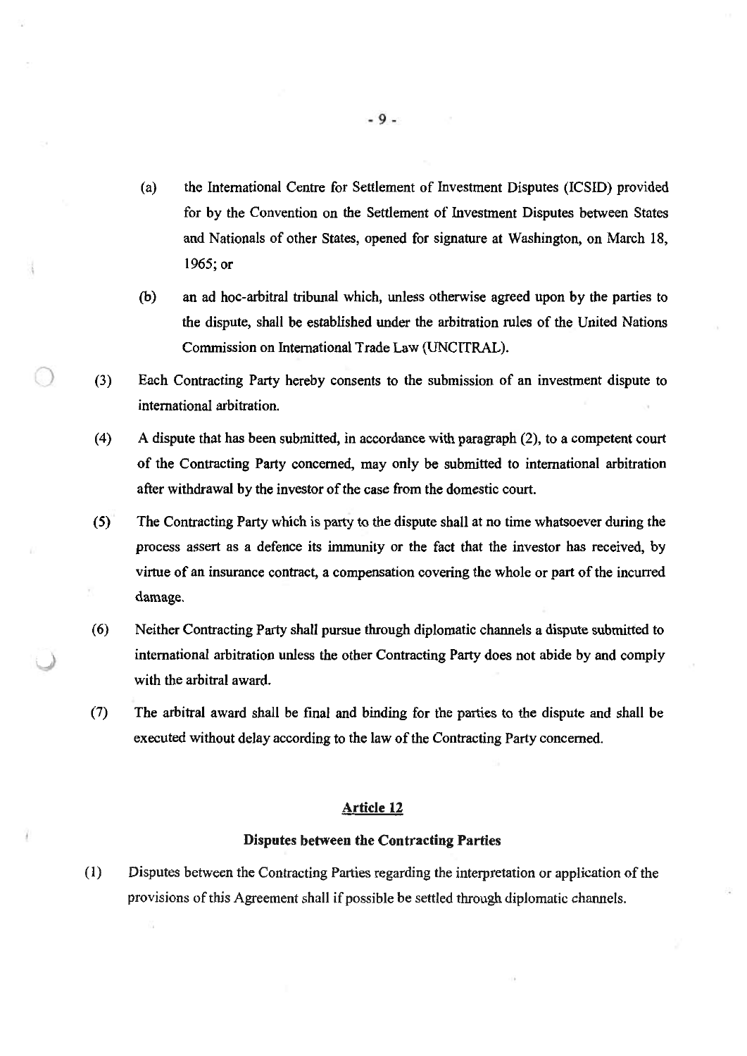(a) the International Centre for Settlement of Investment Disputes (ICSID) provided for by the Convention on the Settlement of Investment Disputes between States and Nationals of other States, opened for signature at Washington, on March 18, 1965; or

(b) an ad hoc-arbitral tribunal which, unless otherwise agreed upon by the parties to the dispute, shall be established under the arbitration rules of the United Nations Commission on International Trade Law (UNCITRAL).

(3) Each Contracting Party hereby consents to the submission of an investment dispute to international arbitration.

(4) A dispute that has been submitted, in accordance with paragraph (2), to a competent court of the Contracting Party concerned, may only be submitted to international arbitration after withdrawal by the investor of the case from the domestic court.

(5) The Contracting Party which is party to the dispute shall at no time whatsoever during the process assert as a defence its immunity or the fact that the investor has received, by virtue of an insurance contract, a compensation covering the whole or part of the incurred damage.

(6) Neither Contracting Party shall pursue through diplomatic channels a dispute submitted to international arbitration unless the other Contracting Party does not abide by and comply with the arbitral award.

(7) The arbitral award shall be final and binding for the parties to the dispute and shall be executed without delay according to the law of the Contracting Party concerned.

## Article 12

### Disputes between the Contracting Parties

(1) Disputes between the Contracting Parties regarding the interpretation or application of the provisions of this Agreement shall if possible be settled through diplomatic channels.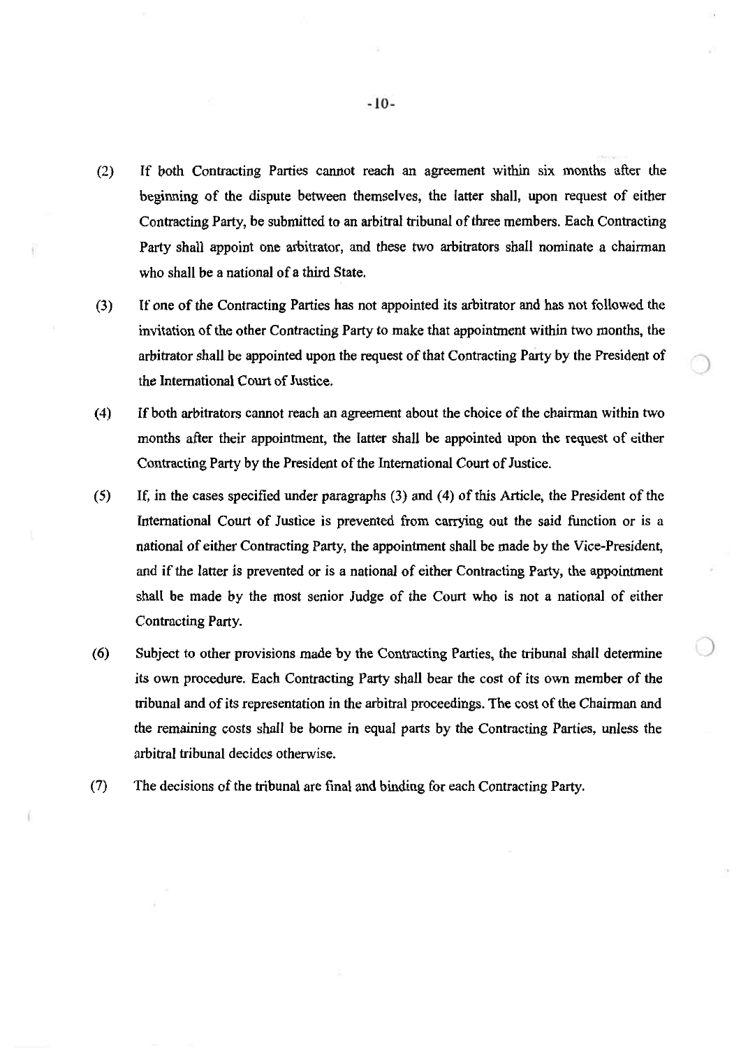(2) If both Contracting Parties cannot reach an agreement within six months after the beginning of the dispute between themselves, the latter shall, upon request of either Contracting Party, be submitted to an arbitral tribunal of three members. Each Contracting Party shall appoint one arbitrator, and these two arbitrators shall nominate a chairman who shall be a national of a third State.

(3) If one of the Contracting Parties has not appointed its arbitrator and has not followed the invitation of the other Contracting Party to make that appointment within two months, the arbitrator shall be appointed upon the request of that Contracting Party by the President of the International Court of Justice.

(4) If both arbitrators cannot reach an agreement about the choice of the chairman within two months after their appointment, the latter shall be appointed upon the request of either Contracting Party by the President of the International Court of Justice.

(5) If, in the cases specified under paragraphs (3) and (4) of this Article, the President of the International Court of Justice is prevented from carrying out the said function or is a national of either Contracting Party, the appointment shall be made by the Vice-President, and if the latter is prevented or is a national of either Contracting Party, the appointment shall be made by the most senior Judge of the Court who is not a national of either Contracting Party.

(6) Subject to other provisions made by the Contracting Parties, the tribunal shall determine its own procedure. Each Contracting Party shall bear the cost of its own member of the tribunal and of its representation in the arbitral proceedings. The cost of the Chairman and the remaining costs shall be borne in equal parts by the Contracting Parties, unless the arbitral tribunal decides otherwise.

(7) The decisions of the tribunal are final and binding for each Contracting Party.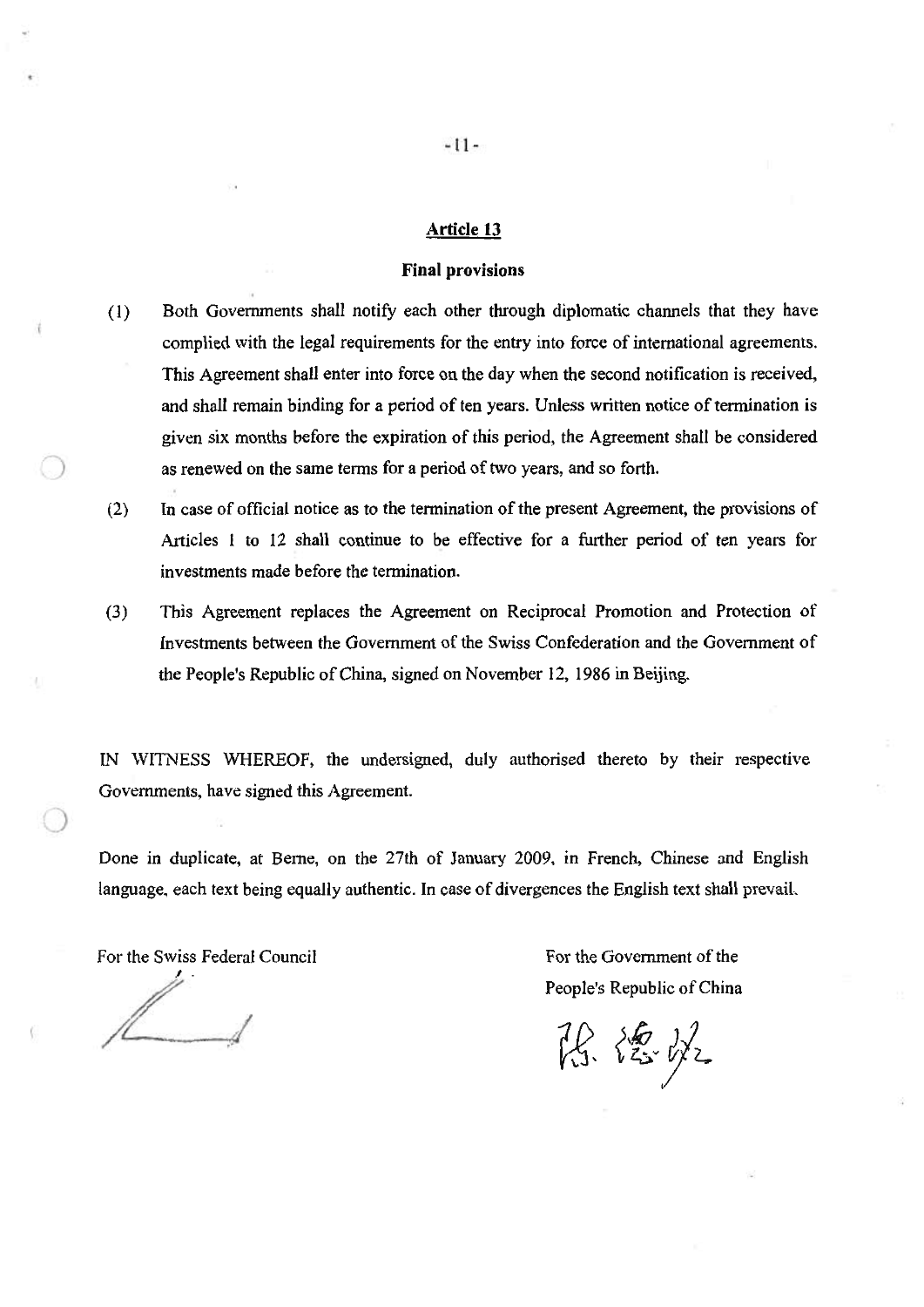## Article 13

### Final provisions

(1) Both Governments shall notify each other through diplomatic channels that they have complied with the legal requirements for the entry into force of international agreements. This Agreement shall enter into force on the day when the second notification is received, and shall remain binding for a period of ten years. Unless written notice of termination is given six months before the expiration of this period, the Agreement shall be considered as renewed on the same terms for a period of two years, and so forth.

(2) In case of official notice as to the termination of the present Agreement, the provisions of Articles 1 to 12 shall continue to be effective for a further period of ten years for investments made before the termination.

(3) This Agreement replaces the Agreement on Reciprocal Promotion and Protection of Investments between the Government of the Swiss Confederation and the Government of the People's Republic of China, signed on November 12, 1986 in Beijing.

IN WITNESS WHEREOF, the undersigned, duly authorised thereto by their respective Governments, have signed this Agreement.

Done in duplicate, at Berne, on the 27th of January 2009, in French, Chinese and English language, each text being equally authentic. In case of divergences the English text shall prevail.

For the Swiss Federal Council

For the Government of the People's Republic of China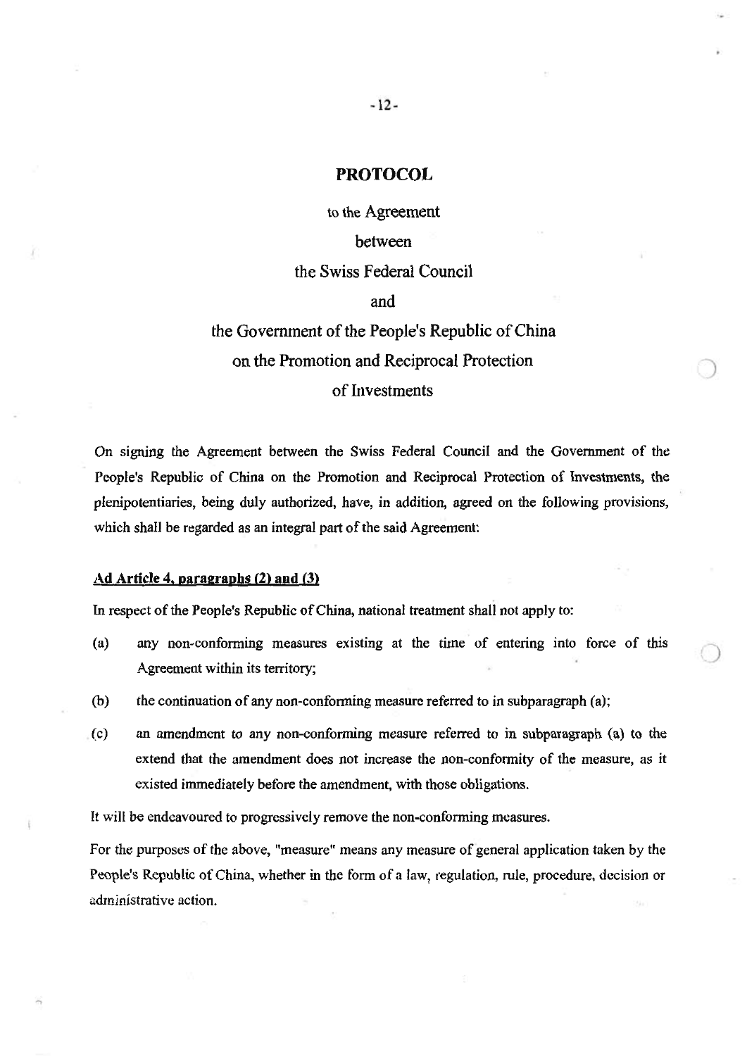# PROTOCOL

to the Agreement

between

the Swiss Federal Council

and

the Government of the People's Republic of China

on the Promotion and Reciprocal Protection

of Investments

On signing the Agreement between the Swiss Federal Council and the Government of the People's Republic of China on the Promotion and Reciprocal Protection of Investments, the plenipotentiaries, being duly authorized, have, in addition, agreed on the following provisions, which shall be regarded as an integral part of the said Agreement:

**Ad Article 4, paragraphs (2) and (3)**

In respect of the People's Republic of China, national treatment shall not apply to:

(a) any non-conforming measures existing at the time of entering into force of this Agreement within its territory;

(b) the continuation of any non-conforming measure referred to in subparagraph (a);

(c) an amendment to any non-conforming measure referred to in subparagraph (a) to the extend that the amendment does not increase the non-conformity of the measure, as it existed immediately before the amendment, with those obligations.

It will be endeavoured to progressively remove the non-conforming measures.

For the purposes of the above, "measure" means any measure of general application taken by the People's Republic of China, whether in the form of a law, regulation, rule, procedure, decision or administrative action.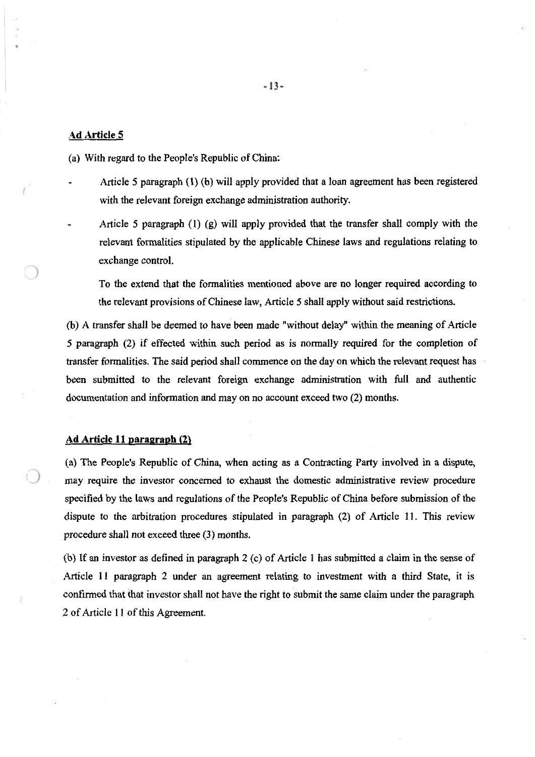**Ad Article 5**

(a) With regard to the People's Republic of China:

- Article 5 paragraph (1) (b) will apply provided that a loan agreement has been registered with the relevant foreign exchange administration authority.
- Article 5 paragraph (1) (g) will apply provided that the transfer shall comply with the relevant formalities stipulated by the applicable Chinese laws and regulations relating to exchange control.

  To the extend that the formalities mentioned above are no longer required according to the relevant provisions of Chinese law, Article 5 shall apply without said restrictions.

(b) A transfer shall be deemed to have been made "without delay" within the meaning of Article 5 paragraph (2) if effected within such period as is normally required for the completion of transfer formalities. The said period shall commence on the day on which the relevant request has been submitted to the relevant foreign exchange administration with full and authentic documentation and information and may on no account exceed two (2) months.

**Ad Article 11 paragraph (2)**

(a) The People's Republic of China, when acting as a Contracting Party involved in a dispute, may require the investor concerned to exhaust the domestic administrative review procedure specified by the laws and regulations of the People's Republic of China before submission of the dispute to the arbitration procedures stipulated in paragraph (2) of Article 11. This review procedure shall not exceed three (3) months.

(b) If an investor as defined in paragraph 2 (c) of Article 1 has submitted a claim in the sense of Article 11 paragraph 2 under an agreement relating to investment with a third State, it is confirmed that that investor shall not have the right to submit the same claim under the paragraph 2 of Article 11 of this Agreement.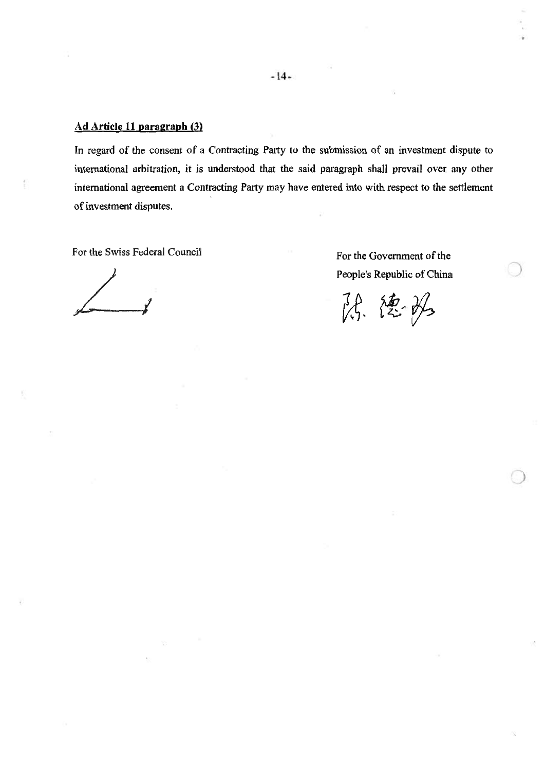**Ad Article 11 paragraph (3)**

In regard of the consent of a Contracting Party to the submission of an investment dispute to international arbitration, it is understood that the said paragraph shall prevail over any other international agreement a Contracting Party may have entered into with respect to the settlement of investment disputes.

For the Swiss Federal Council

For the Government of the People's Republic of China